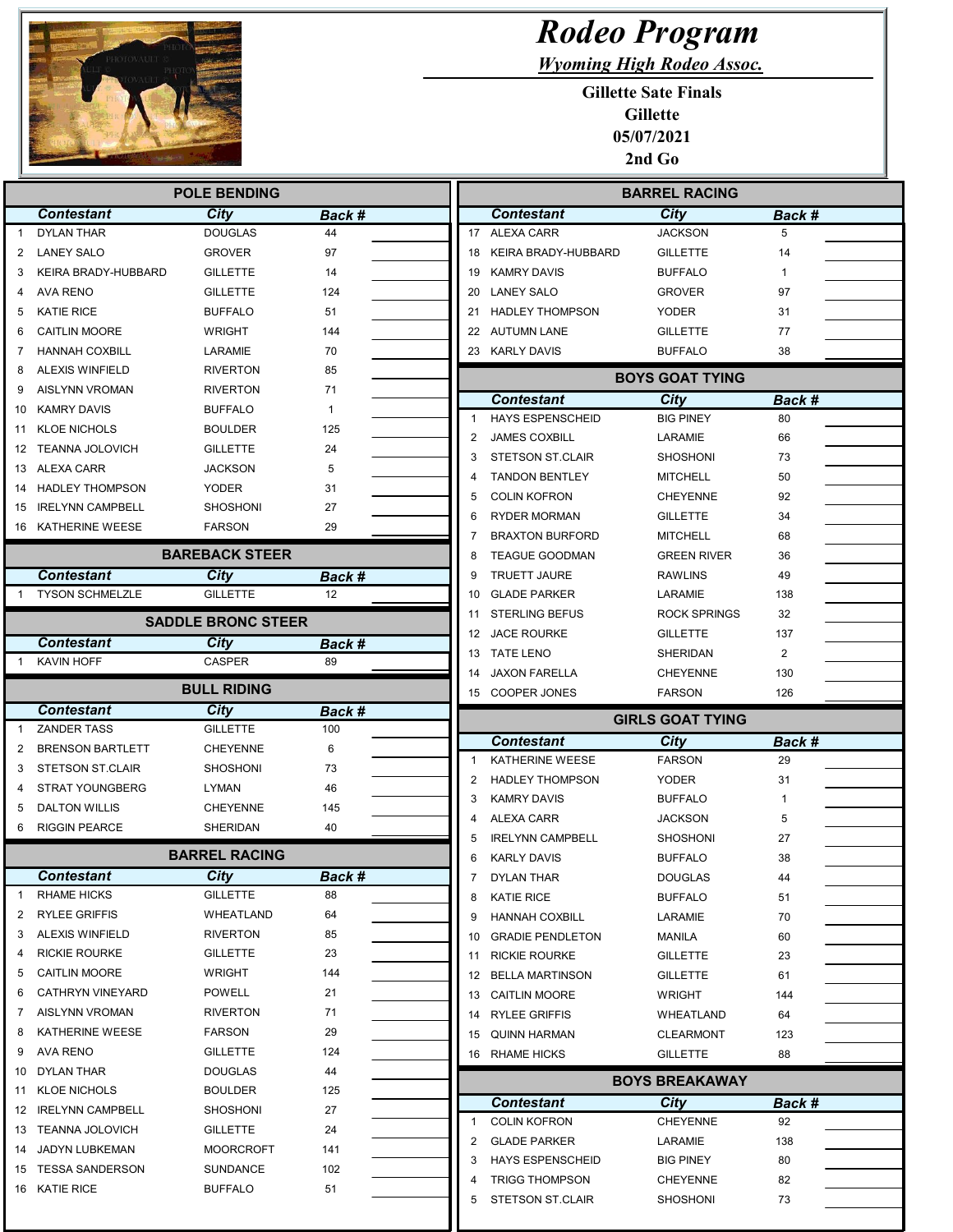# Rodeo Program

***Wyoming High Rodeo Assoc.***

**Gillette Sate Finals**
**Gillette**
**05/07/2021**
**2nd Go**

## POLE BENDING

| | Contestant | City | Back # | |
|---|---|---|---|---|
| 1 | DYLAN THAR | DOUGLAS | 44 | |
| 2 | LANEY SALO | GROVER | 97 | |
| 3 | KEIRA BRADY-HUBBARD | GILLETTE | 14 | |
| 4 | AVA RENO | GILLETTE | 124 | |
| 5 | KATIE RICE | BUFFALO | 51 | |
| 6 | CAITLIN MOORE | WRIGHT | 144 | |
| 7 | HANNAH COXBILL | LARAMIE | 70 | |
| 8 | ALEXIS WINFIELD | RIVERTON | 85 | |
| 9 | AISLYNN VROMAN | RIVERTON | 71 | |
| 10 | KAMRY DAVIS | BUFFALO | 1 | |
| 11 | KLOE NICHOLS | BOULDER | 125 | |
| 12 | TEANNA JOLOVICH | GILLETTE | 24 | |
| 13 | ALEXA CARR | JACKSON | 5 | |
| 14 | HADLEY THOMPSON | YODER | 31 | |
| 15 | IRELYNN CAMPBELL | SHOSHONI | 27 | |
| 16 | KATHERINE WEESE | FARSON | 29 | |

## BAREBACK STEER

| | Contestant | City | Back # | |
|---|---|---|---|---|
| 1 | TYSON SCHMELZLE | GILLETTE | 12 | |

## SADDLE BRONC STEER

| | Contestant | City | Back # | |
|---|---|---|---|---|
| 1 | KAVIN HOFF | CASPER | 89 | |

## BULL RIDING

| | Contestant | City | Back # | |
|---|---|---|---|---|
| 1 | ZANDER TASS | GILLETTE | 100 | |
| 2 | BRENSON BARTLETT | CHEYENNE | 6 | |
| 3 | STETSON ST.CLAIR | SHOSHONI | 73 | |
| 4 | STRAT YOUNGBERG | LYMAN | 46 | |
| 5 | DALTON WILLIS | CHEYENNE | 145 | |
| 6 | RIGGIN PEARCE | SHERIDAN | 40 | |

## BARREL RACING

| | Contestant | City | Back # | |
|---|---|---|---|---|
| 1 | RHAME HICKS | GILLETTE | 88 | |
| 2 | RYLEE GRIFFIS | WHEATLAND | 64 | |
| 3 | ALEXIS WINFIELD | RIVERTON | 85 | |
| 4 | RICKIE ROURKE | GILLETTE | 23 | |
| 5 | CAITLIN MOORE | WRIGHT | 144 | |
| 6 | CATHRYN VINEYARD | POWELL | 21 | |
| 7 | AISLYNN VROMAN | RIVERTON | 71 | |
| 8 | KATHERINE WEESE | FARSON | 29 | |
| 9 | AVA RENO | GILLETTE | 124 | |
| 10 | DYLAN THAR | DOUGLAS | 44 | |
| 11 | KLOE NICHOLS | BOULDER | 125 | |
| 12 | IRELYNN CAMPBELL | SHOSHONI | 27 | |
| 13 | TEANNA JOLOVICH | GILLETTE | 24 | |
| 14 | JADYN LUBKEMAN | MOORCROFT | 141 | |
| 15 | TESSA SANDERSON | SUNDANCE | 102 | |
| 16 | KATIE RICE | BUFFALO | 51 | |
| 17 | ALEXA CARR | JACKSON | 5 | |
| 18 | KEIRA BRADY-HUBBARD | GILLETTE | 14 | |
| 19 | KAMRY DAVIS | BUFFALO | 1 | |
| 20 | LANEY SALO | GROVER | 97 | |
| 21 | HADLEY THOMPSON | YODER | 31 | |
| 22 | AUTUMN LANE | GILLETTE | 77 | |
| 23 | KARLY DAVIS | BUFFALO | 38 | |

## BOYS GOAT TYING

| | Contestant | City | Back # | |
|---|---|---|---|---|
| 1 | HAYS ESPENSCHEID | BIG PINEY | 80 | |
| 2 | JAMES COXBILL | LARAMIE | 66 | |
| 3 | STETSON ST.CLAIR | SHOSHONI | 73 | |
| 4 | TANDON BENTLEY | MITCHELL | 50 | |
| 5 | COLIN KOFRON | CHEYENNE | 92 | |
| 6 | RYDER MORMAN | GILLETTE | 34 | |
| 7 | BRAXTON BURFORD | MITCHELL | 68 | |
| 8 | TEAGUE GOODMAN | GREEN RIVER | 36 | |
| 9 | TRUETT JAURE | RAWLINS | 49 | |
| 10 | GLADE PARKER | LARAMIE | 138 | |
| 11 | STERLING BEFUS | ROCK SPRINGS | 32 | |
| 12 | JACE ROURKE | GILLETTE | 137 | |
| 13 | TATE LENO | SHERIDAN | 2 | |
| 14 | JAXON FARELLA | CHEYENNE | 130 | |
| 15 | COOPER JONES | FARSON | 126 | |

## GIRLS GOAT TYING

| | Contestant | City | Back # | |
|---|---|---|---|---|
| 1 | KATHERINE WEESE | FARSON | 29 | |
| 2 | HADLEY THOMPSON | YODER | 31 | |
| 3 | KAMRY DAVIS | BUFFALO | 1 | |
| 4 | ALEXA CARR | JACKSON | 5 | |
| 5 | IRELYNN CAMPBELL | SHOSHONI | 27 | |
| 6 | KARLY DAVIS | BUFFALO | 38 | |
| 7 | DYLAN THAR | DOUGLAS | 44 | |
| 8 | KATIE RICE | BUFFALO | 51 | |
| 9 | HANNAH COXBILL | LARAMIE | 70 | |
| 10 | GRADIE PENDLETON | MANILA | 60 | |
| 11 | RICKIE ROURKE | GILLETTE | 23 | |
| 12 | BELLA MARTINSON | GILLETTE | 61 | |
| 13 | CAITLIN MOORE | WRIGHT | 144 | |
| 14 | RYLEE GRIFFIS | WHEATLAND | 64 | |
| 15 | QUINN HARMAN | CLEARMONT | 123 | |
| 16 | RHAME HICKS | GILLETTE | 88 | |

## BOYS BREAKAWAY

| | Contestant | City | Back # | |
|---|---|---|---|---|
| 1 | COLIN KOFRON | CHEYENNE | 92 | |
| 2 | GLADE PARKER | LARAMIE | 138 | |
| 3 | HAYS ESPENSCHEID | BIG PINEY | 80 | |
| 4 | TRIGG THOMPSON | CHEYENNE | 82 | |
| 5 | STETSON ST.CLAIR | SHOSHONI | 73 | |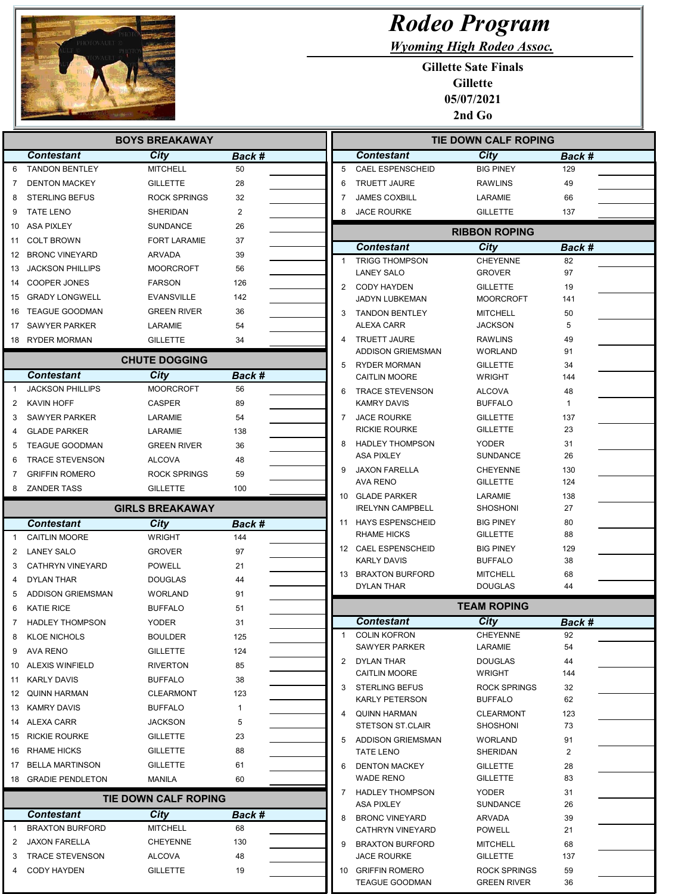# Rodeo Program

***Wyoming High Rodeo Assoc.***

**Gillette Sate Finals**
**Gillette**
**05/07/2021**
**2nd Go**

## BOYS BREAKAWAY

| | Contestant | City | Back # | |
|---|---|---|---|---|
| 6 | TANDON BENTLEY | MITCHELL | 50 | |
| 7 | DENTON MACKEY | GILLETTE | 28 | |
| 8 | STERLING BEFUS | ROCK SPRINGS | 32 | |
| 9 | TATE LENO | SHERIDAN | 2 | |
| 10 | ASA PIXLEY | SUNDANCE | 26 | |
| 11 | COLT BROWN | FORT LARAMIE | 37 | |
| 12 | BRONC VINEYARD | ARVADA | 39 | |
| 13 | JACKSON PHILLIPS | MOORCROFT | 56 | |
| 14 | COOPER JONES | FARSON | 126 | |
| 15 | GRADY LONGWELL | EVANSVILLE | 142 | |
| 16 | TEAGUE GOODMAN | GREEN RIVER | 36 | |
| 17 | SAWYER PARKER | LARAMIE | 54 | |
| 18 | RYDER MORMAN | GILLETTE | 34 | |

## CHUTE DOGGING

| | Contestant | City | Back # | |
|---|---|---|---|---|
| 1 | JACKSON PHILLIPS | MOORCROFT | 56 | |
| 2 | KAVIN HOFF | CASPER | 89 | |
| 3 | SAWYER PARKER | LARAMIE | 54 | |
| 4 | GLADE PARKER | LARAMIE | 138 | |
| 5 | TEAGUE GOODMAN | GREEN RIVER | 36 | |
| 6 | TRACE STEVENSON | ALCOVA | 48 | |
| 7 | GRIFFIN ROMERO | ROCK SPRINGS | 59 | |
| 8 | ZANDER TASS | GILLETTE | 100 | |

## GIRLS BREAKAWAY

| | Contestant | City | Back # | |
|---|---|---|---|---|
| 1 | CAITLIN MOORE | WRIGHT | 144 | |
| 2 | LANEY SALO | GROVER | 97 | |
| 3 | CATHRYN VINEYARD | POWELL | 21 | |
| 4 | DYLAN THAR | DOUGLAS | 44 | |
| 5 | ADDISON GRIEMSMAN | WORLAND | 91 | |
| 6 | KATIE RICE | BUFFALO | 51 | |
| 7 | HADLEY THOMPSON | YODER | 31 | |
| 8 | KLOE NICHOLS | BOULDER | 125 | |
| 9 | AVA RENO | GILLETTE | 124 | |
| 10 | ALEXIS WINFIELD | RIVERTON | 85 | |
| 11 | KARLY DAVIS | BUFFALO | 38 | |
| 12 | QUINN HARMAN | CLEARMONT | 123 | |
| 13 | KAMRY DAVIS | BUFFALO | 1 | |
| 14 | ALEXA CARR | JACKSON | 5 | |
| 15 | RICKIE ROURKE | GILLETTE | 23 | |
| 16 | RHAME HICKS | GILLETTE | 88 | |
| 17 | BELLA MARTINSON | GILLETTE | 61 | |
| 18 | GRADIE PENDLETON | MANILA | 60 | |

## TIE DOWN CALF ROPING

| | Contestant | City | Back # | |
|---|---|---|---|---|
| 1 | BRAXTON BURFORD | MITCHELL | 68 | |
| 2 | JAXON FARELLA | CHEYENNE | 130 | |
| 3 | TRACE STEVENSON | ALCOVA | 48 | |
| 4 | CODY HAYDEN | GILLETTE | 19 | |
| 5 | CAEL ESPENSCHEID | BIG PINEY | 129 | |
| 6 | TRUETT JAURE | RAWLINS | 49 | |
| 7 | JAMES COXBILL | LARAMIE | 66 | |
| 8 | JACE ROURKE | GILLETTE | 137 | |

## RIBBON ROPING

| | Contestant | City | Back # | |
|---|---|---|---|---|
| 1 | TRIGG THOMPSON | CHEYENNE | 82 | |
| | LANEY SALO | GROVER | 97 | |
| 2 | CODY HAYDEN | GILLETTE | 19 | |
| | JADYN LUBKEMAN | MOORCROFT | 141 | |
| 3 | TANDON BENTLEY | MITCHELL | 50 | |
| | ALEXA CARR | JACKSON | 5 | |
| 4 | TRUETT JAURE | RAWLINS | 49 | |
| | ADDISON GRIEMSMAN | WORLAND | 91 | |
| 5 | RYDER MORMAN | GILLETTE | 34 | |
| | CAITLIN MOORE | WRIGHT | 144 | |
| 6 | TRACE STEVENSON | ALCOVA | 48 | |
| | KAMRY DAVIS | BUFFALO | 1 | |
| 7 | JACE ROURKE | GILLETTE | 137 | |
| | RICKIE ROURKE | GILLETTE | 23 | |
| 8 | HADLEY THOMPSON | YODER | 31 | |
| | ASA PIXLEY | SUNDANCE | 26 | |
| 9 | JAXON FARELLA | CHEYENNE | 130 | |
| | AVA RENO | GILLETTE | 124 | |
| 10 | GLADE PARKER | LARAMIE | 138 | |
| | IRELYNN CAMPBELL | SHOSHONI | 27 | |
| 11 | HAYS ESPENSCHEID | BIG PINEY | 80 | |
| | RHAME HICKS | GILLETTE | 88 | |
| 12 | CAEL ESPENSCHEID | BIG PINEY | 129 | |
| | KARLY DAVIS | BUFFALO | 38 | |
| 13 | BRAXTON BURFORD | MITCHELL | 68 | |
| | DYLAN THAR | DOUGLAS | 44 | |

## TEAM ROPING

| | Contestant | City | Back # | |
|---|---|---|---|---|
| 1 | COLIN KOFRON | CHEYENNE | 92 | |
| | SAWYER PARKER | LARAMIE | 54 | |
| 2 | DYLAN THAR | DOUGLAS | 44 | |
| | CAITLIN MOORE | WRIGHT | 144 | |
| 3 | STERLING BEFUS | ROCK SPRINGS | 32 | |
| | KARLY PETERSON | BUFFALO | 62 | |
| 4 | QUINN HARMAN | CLEARMONT | 123 | |
| | STETSON ST.CLAIR | SHOSHONI | 73 | |
| 5 | ADDISON GRIEMSMAN | WORLAND | 91 | |
| | TATE LENO | SHERIDAN | 2 | |
| 6 | DENTON MACKEY | GILLETTE | 28 | |
| | WADE RENO | GILLETTE | 83 | |
| 7 | HADLEY THOMPSON | YODER | 31 | |
| | ASA PIXLEY | SUNDANCE | 26 | |
| 8 | BRONC VINEYARD | ARVADA | 39 | |
| | CATHRYN VINEYARD | POWELL | 21 | |
| 9 | BRAXTON BURFORD | MITCHELL | 68 | |
| | JACE ROURKE | GILLETTE | 137 | |
| 10 | GRIFFIN ROMERO | ROCK SPRINGS | 59 | |
| | TEAGUE GOODMAN | GREEN RIVER | 36 | |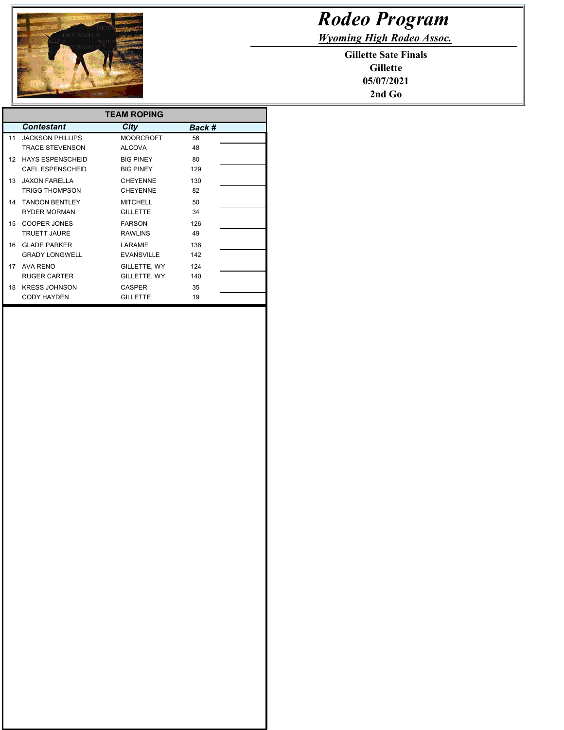# Rodeo Program

*Wyoming High Rodeo Assoc.*

**Gillette Sate Finals**
**Gillette**
**05/07/2021**
**2nd Go**

## TEAM ROPING

| | Contestant | City | Back # | |
|---|---|---|---|---|
| 11 | JACKSON PHILLIPS | MOORCROFT | 56 | |
| | TRACE STEVENSON | ALCOVA | 48 | |
| 12 | HAYS ESPENSCHEID | BIG PINEY | 80 | |
| | CAEL ESPENSCHEID | BIG PINEY | 129 | |
| 13 | JAXON FARELLA | CHEYENNE | 130 | |
| | TRIGG THOMPSON | CHEYENNE | 82 | |
| 14 | TANDON BENTLEY | MITCHELL | 50 | |
| | RYDER MORMAN | GILLETTE | 34 | |
| 15 | COOPER JONES | FARSON | 126 | |
| | TRUETT JAURE | RAWLINS | 49 | |
| 16 | GLADE PARKER | LARAMIE | 138 | |
| | GRADY LONGWELL | EVANSVILLE | 142 | |
| 17 | AVA RENO | GILLETTE, WY | 124 | |
| | RUGER CARTER | GILLETTE, WY | 140 | |
| 18 | KRESS JOHNSON | CASPER | 35 | |
| | CODY HAYDEN | GILLETTE | 19 | |